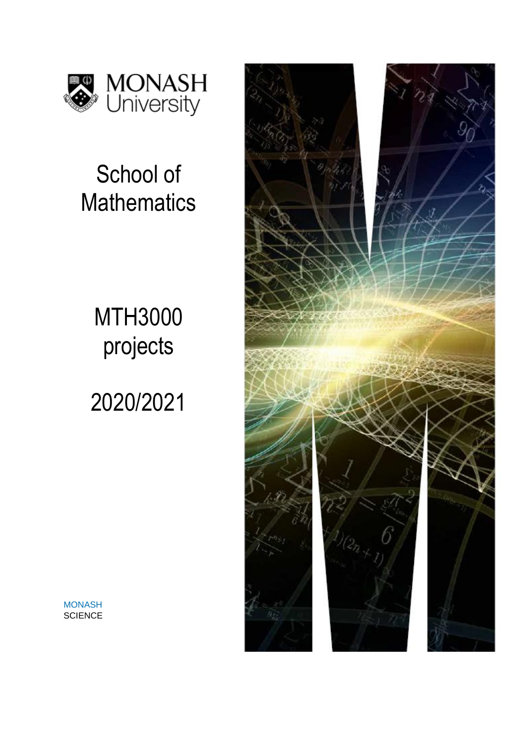MONASH University

# School of Mathematics

# MTH3000 projects

# 2020/2021

MONASH
SCIENCE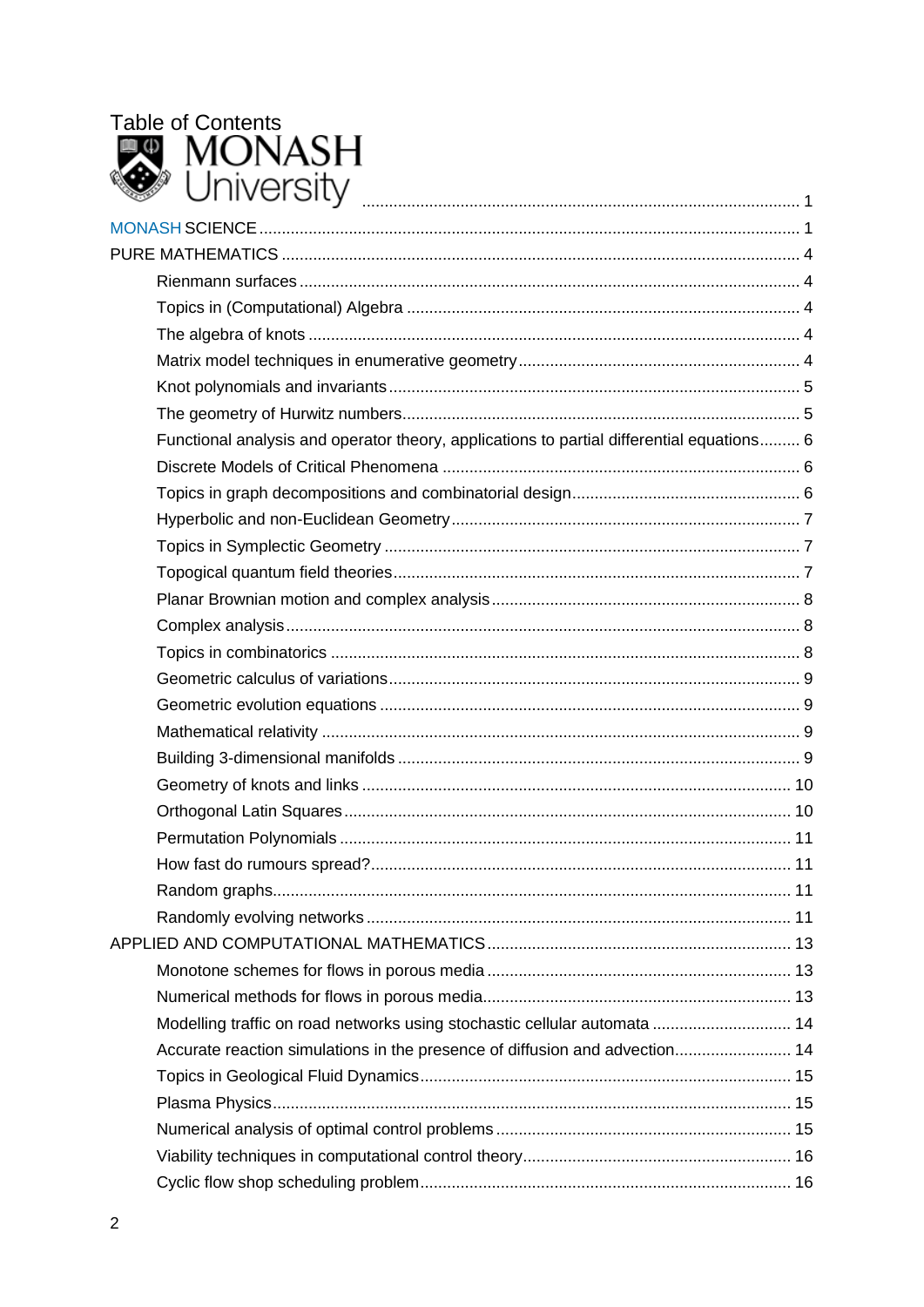# Table of Contents

MONASH University ........................................................................................ 1

MONASH SCIENCE ........................................................................................ 1

PURE MATHEMATICS ........................................................................................ 4

- Rienmann surfaces ........................................................................................ 4
- Topics in (Computational) Algebra ........................................................................................ 4
- The algebra of knots ........................................................................................ 4
- Matrix model techniques in enumerative geometry ........................................................................................ 4
- Knot polynomials and invariants ........................................................................................ 5
- The geometry of Hurwitz numbers ........................................................................................ 5
- Functional analysis and operator theory, applications to partial differential equations ......... 6
- Discrete Models of Critical Phenomena ........................................................................................ 6
- Topics in graph decompositions and combinatorial design ........................................................................................ 6
- Hyperbolic and non-Euclidean Geometry ........................................................................................ 7
- Topics in Symplectic Geometry ........................................................................................ 7
- Topogical quantum field theories ........................................................................................ 7
- Planar Brownian motion and complex analysis ........................................................................................ 8
- Complex analysis ........................................................................................ 8
- Topics in combinatorics ........................................................................................ 8
- Geometric calculus of variations ........................................................................................ 9
- Geometric evolution equations ........................................................................................ 9
- Mathematical relativity ........................................................................................ 9
- Building 3-dimensional manifolds ........................................................................................ 9
- Geometry of knots and links ........................................................................................ 10
- Orthogonal Latin Squares ........................................................................................ 10
- Permutation Polynomials ........................................................................................ 11
- How fast do rumours spread? ........................................................................................ 11
- Random graphs ........................................................................................ 11
- Randomly evolving networks ........................................................................................ 11

APPLIED AND COMPUTATIONAL MATHEMATICS ........................................................................................ 13

- Monotone schemes for flows in porous media ........................................................................................ 13
- Numerical methods for flows in porous media ........................................................................................ 13
- Modelling traffic on road networks using stochastic cellular automata ........................................................................................ 14
- Accurate reaction simulations in the presence of diffusion and advection ........................................................................................ 14
- Topics in Geological Fluid Dynamics ........................................................................................ 15
- Plasma Physics ........................................................................................ 15
- Numerical analysis of optimal control problems ........................................................................................ 15
- Viability techniques in computational control theory ........................................................................................ 16
- Cyclic flow shop scheduling problem ........................................................................................ 16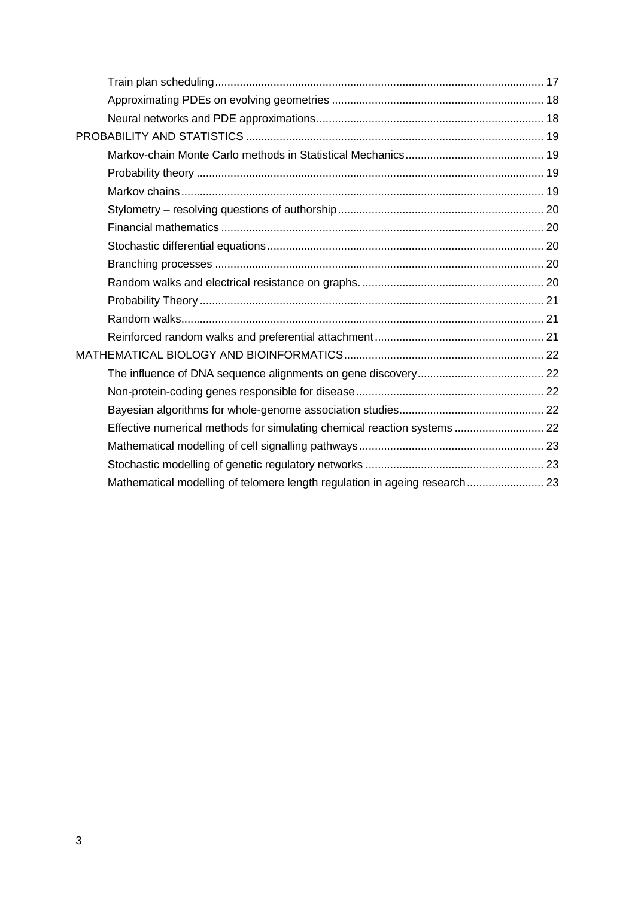- Train plan scheduling ........ 17
- Approximating PDEs on evolving geometries ........ 18
- Neural networks and PDE approximations ........ 18

PROBABILITY AND STATISTICS ........ 19

- Markov-chain Monte Carlo methods in Statistical Mechanics ........ 19
- Probability theory ........ 19
- Markov chains ........ 19
- Stylometry – resolving questions of authorship ........ 20
- Financial mathematics ........ 20
- Stochastic differential equations ........ 20
- Branching processes ........ 20
- Random walks and electrical resistance on graphs. ........ 20
- Probability Theory ........ 21
- Random walks ........ 21
- Reinforced random walks and preferential attachment ........ 21

MATHEMATICAL BIOLOGY AND BIOINFORMATICS ........ 22

- The influence of DNA sequence alignments on gene discovery ........ 22
- Non-protein-coding genes responsible for disease ........ 22
- Bayesian algorithms for whole-genome association studies ........ 22
- Effective numerical methods for simulating chemical reaction systems ........ 22
- Mathematical modelling of cell signalling pathways ........ 23
- Stochastic modelling of genetic regulatory networks ........ 23
- Mathematical modelling of telomere length regulation in ageing research ........ 23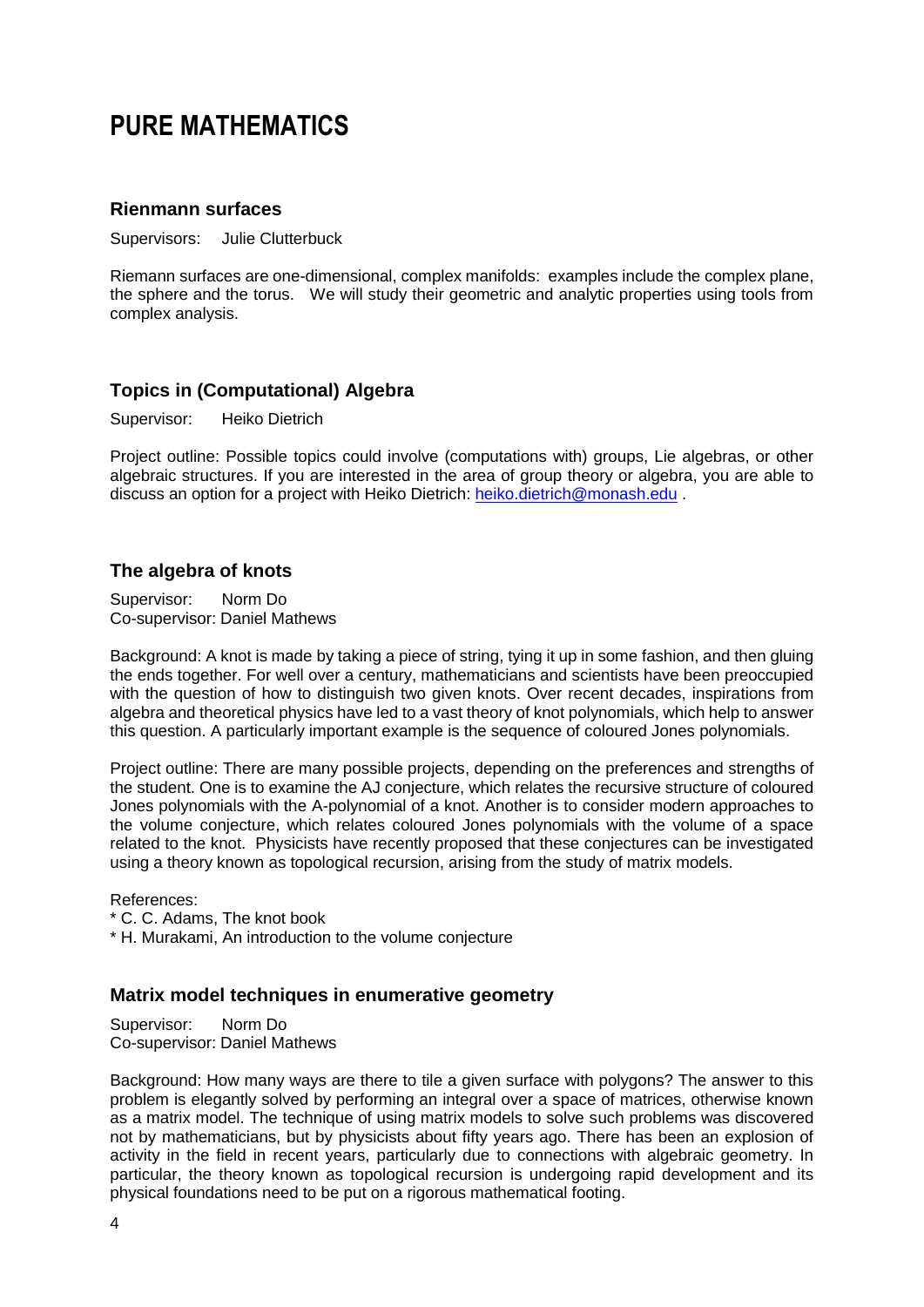# PURE MATHEMATICS

### Rienmann surfaces

Supervisors: Julie Clutterbuck

Riemann surfaces are one-dimensional, complex manifolds: examples include the complex plane, the sphere and the torus. We will study their geometric and analytic properties using tools from complex analysis.

### Topics in (Computational) Algebra

Supervisor: Heiko Dietrich

Project outline: Possible topics could involve (computations with) groups, Lie algebras, or other algebraic structures. If you are interested in the area of group theory or algebra, you are able to discuss an option for a project with Heiko Dietrich: [heiko.dietrich@monash.edu](mailto:heiko.dietrich@monash.edu) .

### The algebra of knots

Supervisor: Norm Do
Co-supervisor: Daniel Mathews

Background: A knot is made by taking a piece of string, tying it up in some fashion, and then gluing the ends together. For well over a century, mathematicians and scientists have been preoccupied with the question of how to distinguish two given knots. Over recent decades, inspirations from algebra and theoretical physics have led to a vast theory of knot polynomials, which help to answer this question. A particularly important example is the sequence of coloured Jones polynomials.

Project outline: There are many possible projects, depending on the preferences and strengths of the student. One is to examine the AJ conjecture, which relates the recursive structure of coloured Jones polynomials with the A-polynomial of a knot. Another is to consider modern approaches to the volume conjecture, which relates coloured Jones polynomials with the volume of a space related to the knot. Physicists have recently proposed that these conjectures can be investigated using a theory known as topological recursion, arising from the study of matrix models.

References:
* C. C. Adams, The knot book
* H. Murakami, An introduction to the volume conjecture

### Matrix model techniques in enumerative geometry

Supervisor: Norm Do
Co-supervisor: Daniel Mathews

Background: How many ways are there to tile a given surface with polygons? The answer to this problem is elegantly solved by performing an integral over a space of matrices, otherwise known as a matrix model. The technique of using matrix models to solve such problems was discovered not by mathematicians, but by physicists about fifty years ago. There has been an explosion of activity in the field in recent years, particularly due to connections with algebraic geometry. In particular, the theory known as topological recursion is undergoing rapid development and its physical foundations need to be put on a rigorous mathematical footing.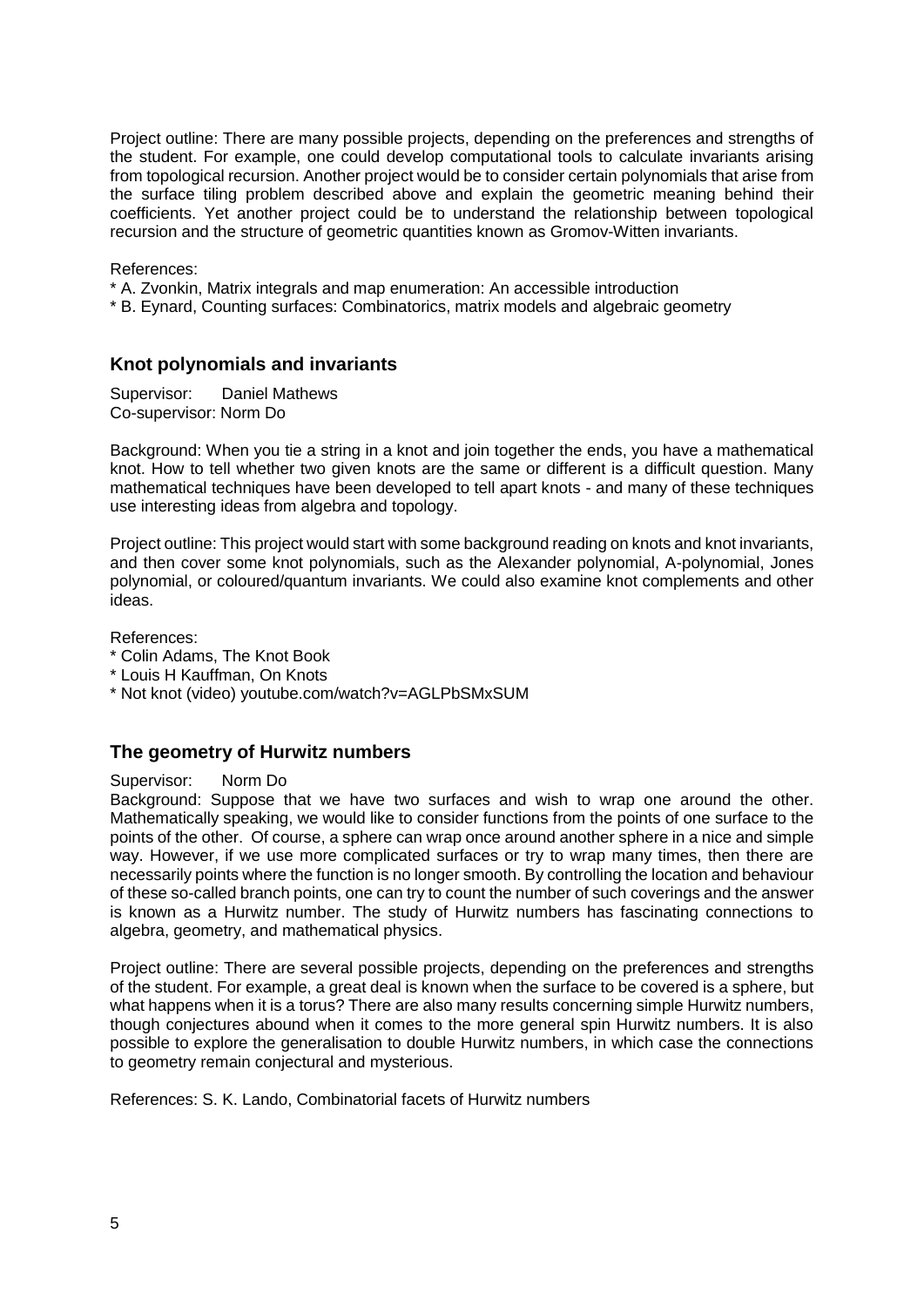Project outline: There are many possible projects, depending on the preferences and strengths of the student. For example, one could develop computational tools to calculate invariants arising from topological recursion. Another project would be to consider certain polynomials that arise from the surface tiling problem described above and explain the geometric meaning behind their coefficients. Yet another project could be to understand the relationship between topological recursion and the structure of geometric quantities known as Gromov-Witten invariants.

References:

* A. Zvonkin, Matrix integrals and map enumeration: An accessible introduction
* B. Eynard, Counting surfaces: Combinatorics, matrix models and algebraic geometry

## Knot polynomials and invariants

Supervisor: Daniel Mathews
Co-supervisor: Norm Do

Background: When you tie a string in a knot and join together the ends, you have a mathematical knot. How to tell whether two given knots are the same or different is a difficult question. Many mathematical techniques have been developed to tell apart knots - and many of these techniques use interesting ideas from algebra and topology.

Project outline: This project would start with some background reading on knots and knot invariants, and then cover some knot polynomials, such as the Alexander polynomial, A-polynomial, Jones polynomial, or coloured/quantum invariants. We could also examine knot complements and other ideas.

References:

* Colin Adams, The Knot Book
* Louis H Kauffman, On Knots
* Not knot (video) youtube.com/watch?v=AGLPbSMxSUM

## The geometry of Hurwitz numbers

Supervisor: Norm Do

Background: Suppose that we have two surfaces and wish to wrap one around the other. Mathematically speaking, we would like to consider functions from the points of one surface to the points of the other. Of course, a sphere can wrap once around another sphere in a nice and simple way. However, if we use more complicated surfaces or try to wrap many times, then there are necessarily points where the function is no longer smooth. By controlling the location and behaviour of these so-called branch points, one can try to count the number of such coverings and the answer is known as a Hurwitz number. The study of Hurwitz numbers has fascinating connections to algebra, geometry, and mathematical physics.

Project outline: There are several possible projects, depending on the preferences and strengths of the student. For example, a great deal is known when the surface to be covered is a sphere, but what happens when it is a torus? There are also many results concerning simple Hurwitz numbers, though conjectures abound when it comes to the more general spin Hurwitz numbers. It is also possible to explore the generalisation to double Hurwitz numbers, in which case the connections to geometry remain conjectural and mysterious.

References: S. K. Lando, Combinatorial facets of Hurwitz numbers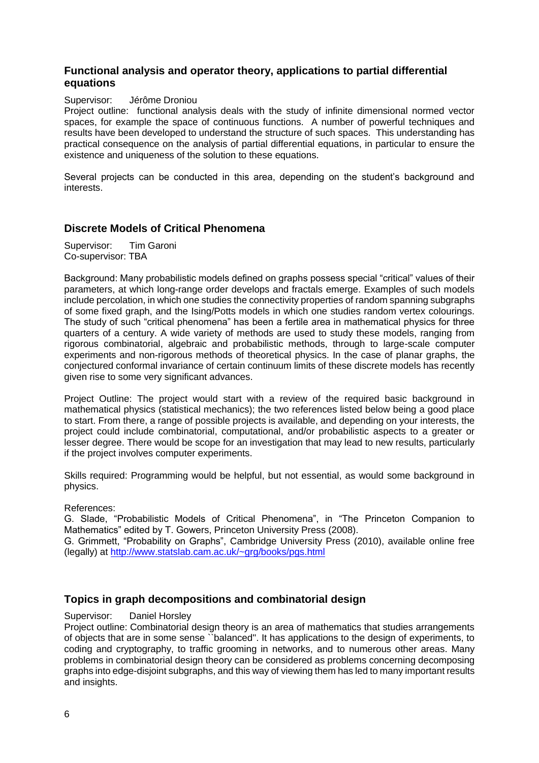### Functional analysis and operator theory, applications to partial differential equations

Supervisor: Jérôme Droniou

Project outline: functional analysis deals with the study of infinite dimensional normed vector spaces, for example the space of continuous functions. A number of powerful techniques and results have been developed to understand the structure of such spaces. This understanding has practical consequence on the analysis of partial differential equations, in particular to ensure the existence and uniqueness of the solution to these equations.

Several projects can be conducted in this area, depending on the student's background and interests.

### Discrete Models of Critical Phenomena

Supervisor: Tim Garoni
Co-supervisor: TBA

Background: Many probabilistic models defined on graphs possess special "critical" values of their parameters, at which long-range order develops and fractals emerge. Examples of such models include percolation, in which one studies the connectivity properties of random spanning subgraphs of some fixed graph, and the Ising/Potts models in which one studies random vertex colourings. The study of such "critical phenomena" has been a fertile area in mathematical physics for three quarters of a century. A wide variety of methods are used to study these models, ranging from rigorous combinatorial, algebraic and probabilistic methods, through to large-scale computer experiments and non-rigorous methods of theoretical physics. In the case of planar graphs, the conjectured conformal invariance of certain continuum limits of these discrete models has recently given rise to some very significant advances.

Project Outline: The project would start with a review of the required basic background in mathematical physics (statistical mechanics); the two references listed below being a good place to start. From there, a range of possible projects is available, and depending on your interests, the project could include combinatorial, computational, and/or probabilistic aspects to a greater or lesser degree. There would be scope for an investigation that may lead to new results, particularly if the project involves computer experiments.

Skills required: Programming would be helpful, but not essential, as would some background in physics.

References:
G. Slade, "Probabilistic Models of Critical Phenomena", in "The Princeton Companion to Mathematics" edited by T. Gowers, Princeton University Press (2008).
G. Grimmett, "Probability on Graphs", Cambridge University Press (2010), available online free (legally) at http://www.statslab.cam.ac.uk/~grg/books/pgs.html

### Topics in graph decompositions and combinatorial design

Supervisor: Daniel Horsley

Project outline: Combinatorial design theory is an area of mathematics that studies arrangements of objects that are in some sense ``balanced''. It has applications to the design of experiments, to coding and cryptography, to traffic grooming in networks, and to numerous other areas. Many problems in combinatorial design theory can be considered as problems concerning decomposing graphs into edge-disjoint subgraphs, and this way of viewing them has led to many important results and insights.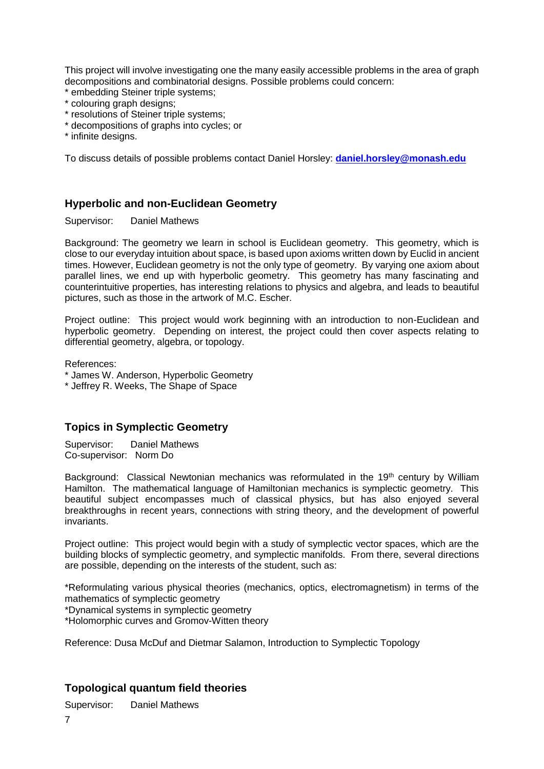This project will involve investigating one the many easily accessible problems in the area of graph decompositions and combinatorial designs. Possible problems could concern:

* embedding Steiner triple systems;
* colouring graph designs;
* resolutions of Steiner triple systems;
* decompositions of graphs into cycles; or
* infinite designs.

To discuss details of possible problems contact Daniel Horsley: **daniel.horsley@monash.edu**

## Hyperbolic and non-Euclidean Geometry

Supervisor: Daniel Mathews

Background: The geometry we learn in school is Euclidean geometry. This geometry, which is close to our everyday intuition about space, is based upon axioms written down by Euclid in ancient times. However, Euclidean geometry is not the only type of geometry. By varying one axiom about parallel lines, we end up with hyperbolic geometry. This geometry has many fascinating and counterintuitive properties, has interesting relations to physics and algebra, and leads to beautiful pictures, such as those in the artwork of M.C. Escher.

Project outline: This project would work beginning with an introduction to non-Euclidean and hyperbolic geometry. Depending on interest, the project could then cover aspects relating to differential geometry, algebra, or topology.

References:

* James W. Anderson, Hyperbolic Geometry
* Jeffrey R. Weeks, The Shape of Space

## Topics in Symplectic Geometry

Supervisor: Daniel Mathews
Co-supervisor: Norm Do

Background: Classical Newtonian mechanics was reformulated in the 19th century by William Hamilton. The mathematical language of Hamiltonian mechanics is symplectic geometry. This beautiful subject encompasses much of classical physics, but has also enjoyed several breakthroughs in recent years, connections with string theory, and the development of powerful invariants.

Project outline: This project would begin with a study of symplectic vector spaces, which are the building blocks of symplectic geometry, and symplectic manifolds. From there, several directions are possible, depending on the interests of the student, such as:

*Reformulating various physical theories (mechanics, optics, electromagnetism) in terms of the mathematics of symplectic geometry
*Dynamical systems in symplectic geometry
*Holomorphic curves and Gromov-Witten theory

Reference: Dusa McDuf and Dietmar Salamon, Introduction to Symplectic Topology

## Topological quantum field theories

Supervisor: Daniel Mathews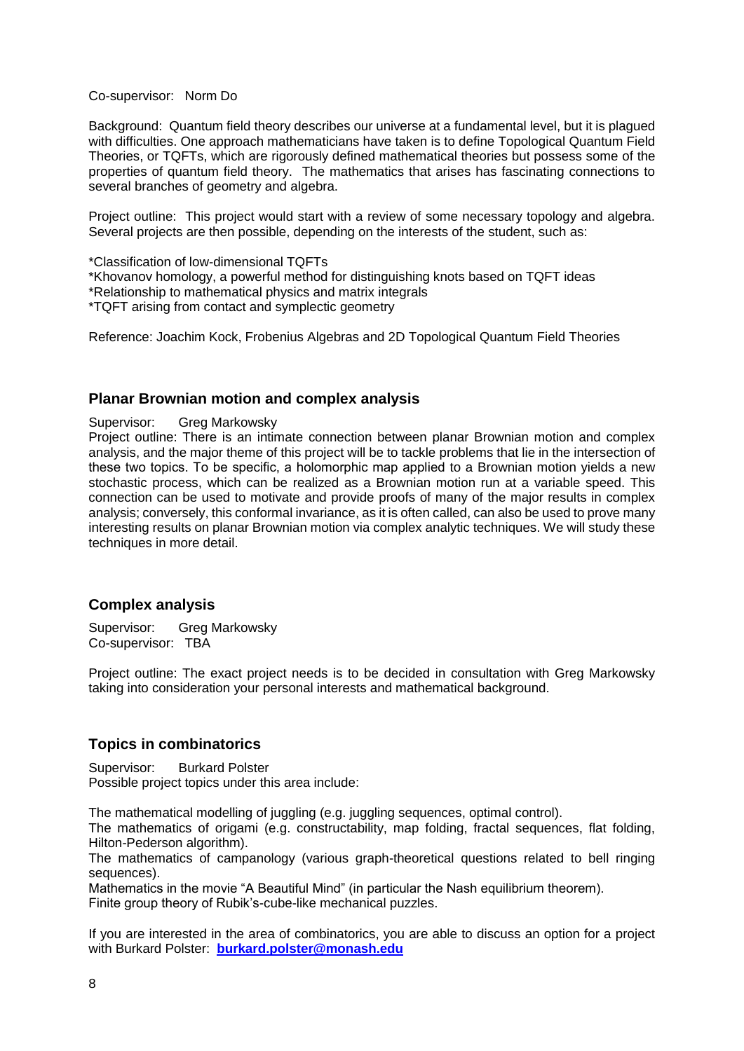Co-supervisor: Norm Do

Background: Quantum field theory describes our universe at a fundamental level, but it is plagued with difficulties. One approach mathematicians have taken is to define Topological Quantum Field Theories, or TQFTs, which are rigorously defined mathematical theories but possess some of the properties of quantum field theory. The mathematics that arises has fascinating connections to several branches of geometry and algebra.

Project outline: This project would start with a review of some necessary topology and algebra. Several projects are then possible, depending on the interests of the student, such as:

*Classification of low-dimensional TQFTs  
*Khovanov homology, a powerful method for distinguishing knots based on TQFT ideas  
*Relationship to mathematical physics and matrix integrals  
*TQFT arising from contact and symplectic geometry

Reference: Joachim Kock, Frobenius Algebras and 2D Topological Quantum Field Theories

### Planar Brownian motion and complex analysis

Supervisor: Greg Markowsky  
Project outline: There is an intimate connection between planar Brownian motion and complex analysis, and the major theme of this project will be to tackle problems that lie in the intersection of these two topics. To be specific, a holomorphic map applied to a Brownian motion yields a new stochastic process, which can be realized as a Brownian motion run at a variable speed. This connection can be used to motivate and provide proofs of many of the major results in complex analysis; conversely, this conformal invariance, as it is often called, can also be used to prove many interesting results on planar Brownian motion via complex analytic techniques. We will study these techniques in more detail.

### Complex analysis

Supervisor: Greg Markowsky  
Co-supervisor: TBA

Project outline: The exact project needs is to be decided in consultation with Greg Markowsky taking into consideration your personal interests and mathematical background.

### Topics in combinatorics

Supervisor: Burkard Polster  
Possible project topics under this area include:

The mathematical modelling of juggling (e.g. juggling sequences, optimal control).  
The mathematics of origami (e.g. constructability, map folding, fractal sequences, flat folding, Hilton-Pederson algorithm).  
The mathematics of campanology (various graph-theoretical questions related to bell ringing sequences).  
Mathematics in the movie "A Beautiful Mind" (in particular the Nash equilibrium theorem).  
Finite group theory of Rubik's-cube-like mechanical puzzles.

If you are interested in the area of combinatorics, you are able to discuss an option for a project with Burkard Polster: **burkard.polster@monash.edu**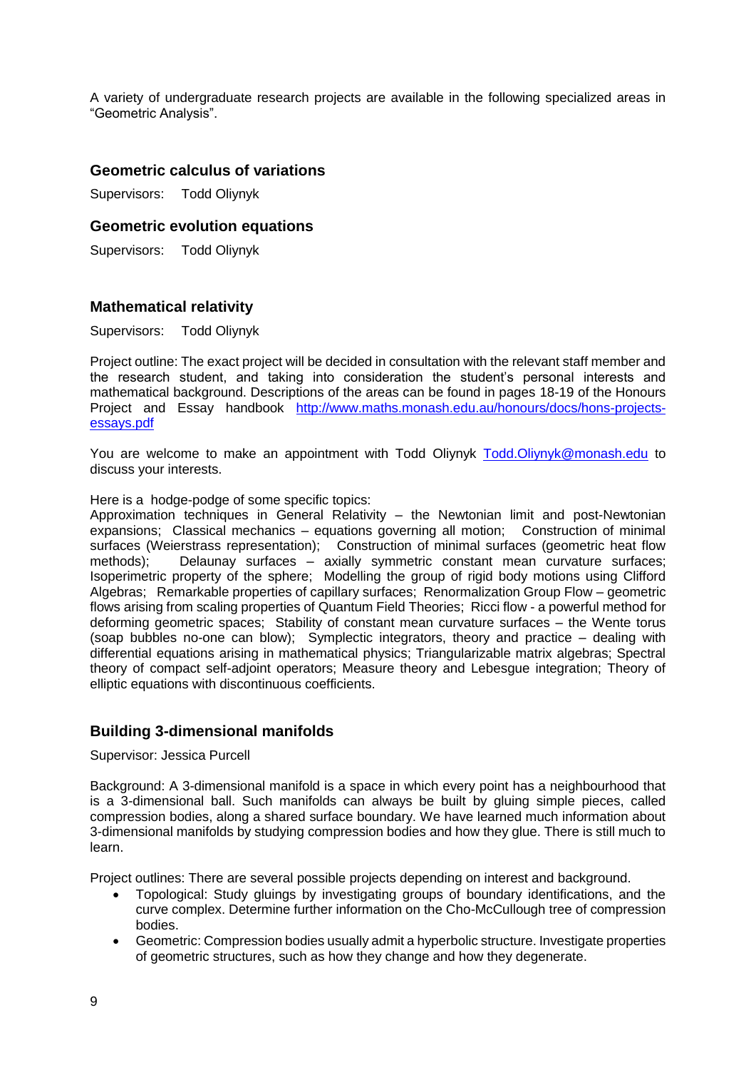A variety of undergraduate research projects are available in the following specialized areas in "Geometric Analysis".

### Geometric calculus of variations

Supervisors: Todd Oliynyk

### Geometric evolution equations

Supervisors: Todd Oliynyk

### Mathematical relativity

Supervisors: Todd Oliynyk

Project outline: The exact project will be decided in consultation with the relevant staff member and the research student, and taking into consideration the student's personal interests and mathematical background. Descriptions of the areas can be found in pages 18-19 of the Honours Project and Essay handbook http://www.maths.monash.edu.au/honours/docs/hons-projects-essays.pdf

You are welcome to make an appointment with Todd Oliynyk Todd.Oliynyk@monash.edu to discuss your interests.

Here is a hodge-podge of some specific topics:
Approximation techniques in General Relativity – the Newtonian limit and post-Newtonian expansions; Classical mechanics – equations governing all motion; Construction of minimal surfaces (Weierstrass representation); Construction of minimal surfaces (geometric heat flow methods); Delaunay surfaces – axially symmetric constant mean curvature surfaces; Isoperimetric property of the sphere; Modelling the group of rigid body motions using Clifford Algebras; Remarkable properties of capillary surfaces; Renormalization Group Flow – geometric flows arising from scaling properties of Quantum Field Theories; Ricci flow - a powerful method for deforming geometric spaces; Stability of constant mean curvature surfaces – the Wente torus (soap bubbles no-one can blow); Symplectic integrators, theory and practice – dealing with differential equations arising in mathematical physics; Triangularizable matrix algebras; Spectral theory of compact self-adjoint operators; Measure theory and Lebesgue integration; Theory of elliptic equations with discontinuous coefficients.

### Building 3-dimensional manifolds

Supervisor: Jessica Purcell

Background: A 3-dimensional manifold is a space in which every point has a neighbourhood that is a 3-dimensional ball. Such manifolds can always be built by gluing simple pieces, called compression bodies, along a shared surface boundary. We have learned much information about 3-dimensional manifolds by studying compression bodies and how they glue. There is still much to learn.

Project outlines: There are several possible projects depending on interest and background.

- Topological: Study gluings by investigating groups of boundary identifications, and the curve complex. Determine further information on the Cho-McCullough tree of compression bodies.
- Geometric: Compression bodies usually admit a hyperbolic structure. Investigate properties of geometric structures, such as how they change and how they degenerate.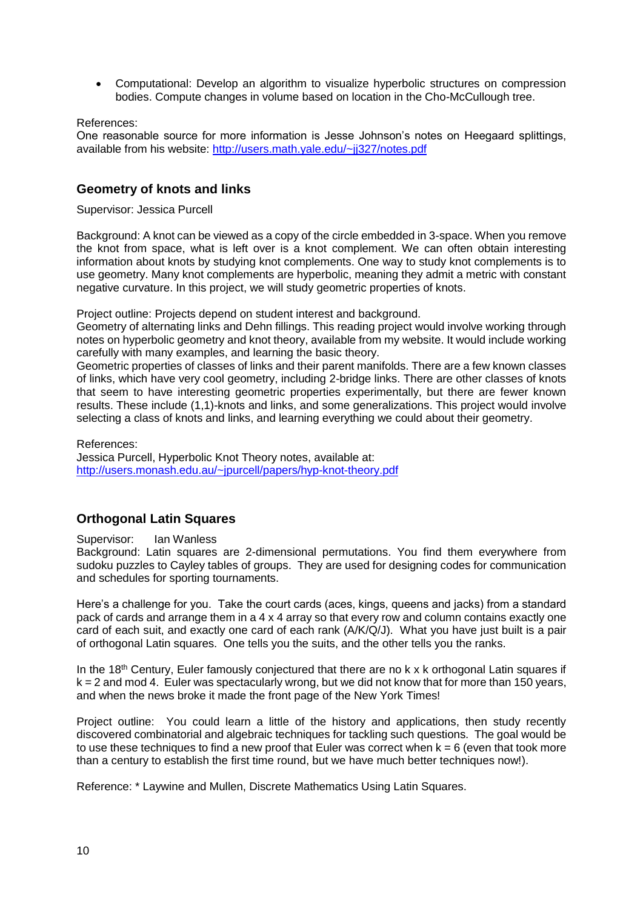- Computational: Develop an algorithm to visualize hyperbolic structures on compression bodies. Compute changes in volume based on location in the Cho-McCullough tree.

References:
One reasonable source for more information is Jesse Johnson's notes on Heegaard splittings, available from his website: http://users.math.yale.edu/~jj327/notes.pdf

## Geometry of knots and links

Supervisor: Jessica Purcell

Background: A knot can be viewed as a copy of the circle embedded in 3-space. When you remove the knot from space, what is left over is a knot complement. We can often obtain interesting information about knots by studying knot complements. One way to study knot complements is to use geometry. Many knot complements are hyperbolic, meaning they admit a metric with constant negative curvature. In this project, we will study geometric properties of knots.

Project outline: Projects depend on student interest and background.
Geometry of alternating links and Dehn fillings. This reading project would involve working through notes on hyperbolic geometry and knot theory, available from my website. It would include working carefully with many examples, and learning the basic theory.
Geometric properties of classes of links and their parent manifolds. There are a few known classes of links, which have very cool geometry, including 2-bridge links. There are other classes of knots that seem to have interesting geometric properties experimentally, but there are fewer known results. These include (1,1)-knots and links, and some generalizations. This project would involve selecting a class of knots and links, and learning everything we could about their geometry.

References:
Jessica Purcell, Hyperbolic Knot Theory notes, available at:
http://users.monash.edu.au/~jpurcell/papers/hyp-knot-theory.pdf

## Orthogonal Latin Squares

Supervisor: Ian Wanless
Background: Latin squares are 2-dimensional permutations. You find them everywhere from sudoku puzzles to Cayley tables of groups. They are used for designing codes for communication and schedules for sporting tournaments.

Here's a challenge for you. Take the court cards (aces, kings, queens and jacks) from a standard pack of cards and arrange them in a 4 x 4 array so that every row and column contains exactly one card of each suit, and exactly one card of each rank (A/K/Q/J). What you have just built is a pair of orthogonal Latin squares. One tells you the suits, and the other tells you the ranks.

In the 18th Century, Euler famously conjectured that there are no k x k orthogonal Latin squares if k = 2 and mod 4. Euler was spectacularly wrong, but we did not know that for more than 150 years, and when the news broke it made the front page of the New York Times!

Project outline: You could learn a little of the history and applications, then study recently discovered combinatorial and algebraic techniques for tackling such questions. The goal would be to use these techniques to find a new proof that Euler was correct when k = 6 (even that took more than a century to establish the first time round, but we have much better techniques now!).

Reference: * Laywine and Mullen, Discrete Mathematics Using Latin Squares.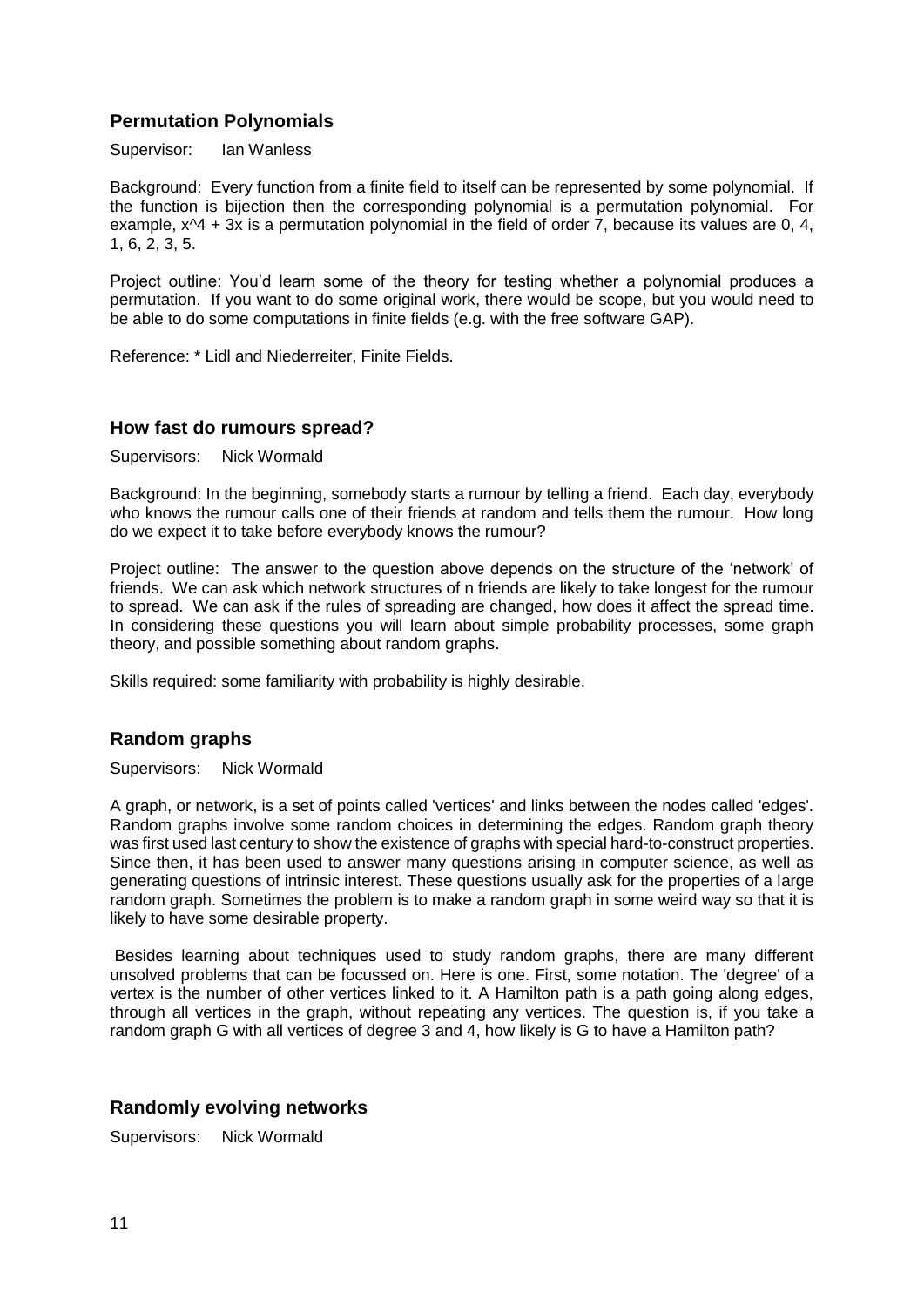### Permutation Polynomials

Supervisor: Ian Wanless

Background: Every function from a finite field to itself can be represented by some polynomial. If the function is bijection then the corresponding polynomial is a permutation polynomial. For example, $x^4 + 3x$ is a permutation polynomial in the field of order 7, because its values are 0, 4, 1, 6, 2, 3, 5.

Project outline: You'd learn some of the theory for testing whether a polynomial produces a permutation. If you want to do some original work, there would be scope, but you would need to be able to do some computations in finite fields (e.g. with the free software GAP).

Reference: * Lidl and Niederreiter, Finite Fields.

### How fast do rumours spread?

Supervisors: Nick Wormald

Background: In the beginning, somebody starts a rumour by telling a friend. Each day, everybody who knows the rumour calls one of their friends at random and tells them the rumour. How long do we expect it to take before everybody knows the rumour?

Project outline: The answer to the question above depends on the structure of the 'network' of friends. We can ask which network structures of n friends are likely to take longest for the rumour to spread. We can ask if the rules of spreading are changed, how does it affect the spread time. In considering these questions you will learn about simple probability processes, some graph theory, and possible something about random graphs.

Skills required: some familiarity with probability is highly desirable.

### Random graphs

Supervisors: Nick Wormald

A graph, or network, is a set of points called 'vertices' and links between the nodes called 'edges'. Random graphs involve some random choices in determining the edges. Random graph theory was first used last century to show the existence of graphs with special hard-to-construct properties. Since then, it has been used to answer many questions arising in computer science, as well as generating questions of intrinsic interest. These questions usually ask for the properties of a large random graph. Sometimes the problem is to make a random graph in some weird way so that it is likely to have some desirable property.

Besides learning about techniques used to study random graphs, there are many different unsolved problems that can be focussed on. Here is one. First, some notation. The 'degree' of a vertex is the number of other vertices linked to it. A Hamilton path is a path going along edges, through all vertices in the graph, without repeating any vertices. The question is, if you take a random graph G with all vertices of degree 3 and 4, how likely is G to have a Hamilton path?

### Randomly evolving networks

Supervisors: Nick Wormald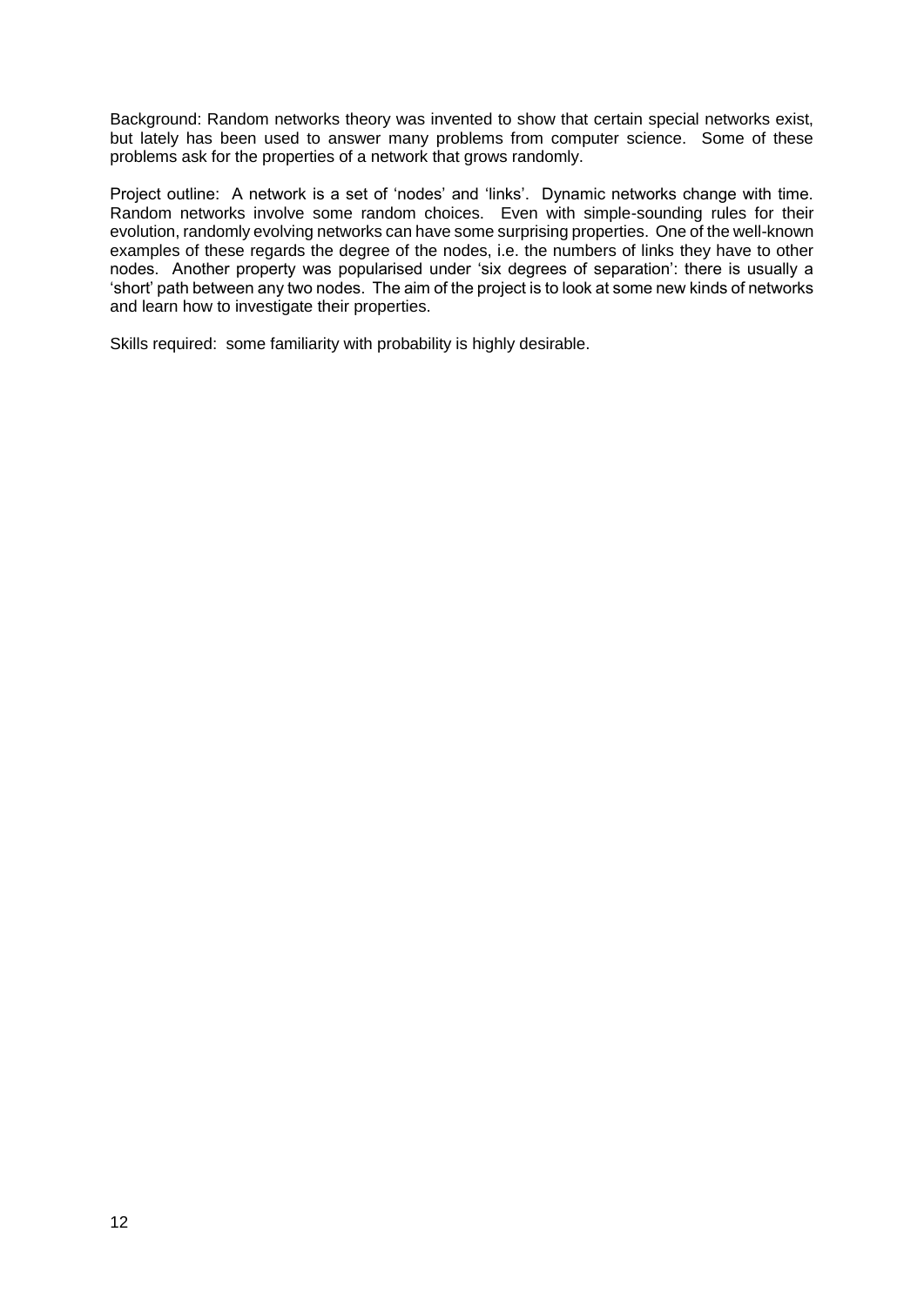Background: Random networks theory was invented to show that certain special networks exist, but lately has been used to answer many problems from computer science. Some of these problems ask for the properties of a network that grows randomly.

Project outline: A network is a set of 'nodes' and 'links'. Dynamic networks change with time. Random networks involve some random choices. Even with simple-sounding rules for their evolution, randomly evolving networks can have some surprising properties. One of the well-known examples of these regards the degree of the nodes, i.e. the numbers of links they have to other nodes. Another property was popularised under 'six degrees of separation': there is usually a 'short' path between any two nodes. The aim of the project is to look at some new kinds of networks and learn how to investigate their properties.

Skills required: some familiarity with probability is highly desirable.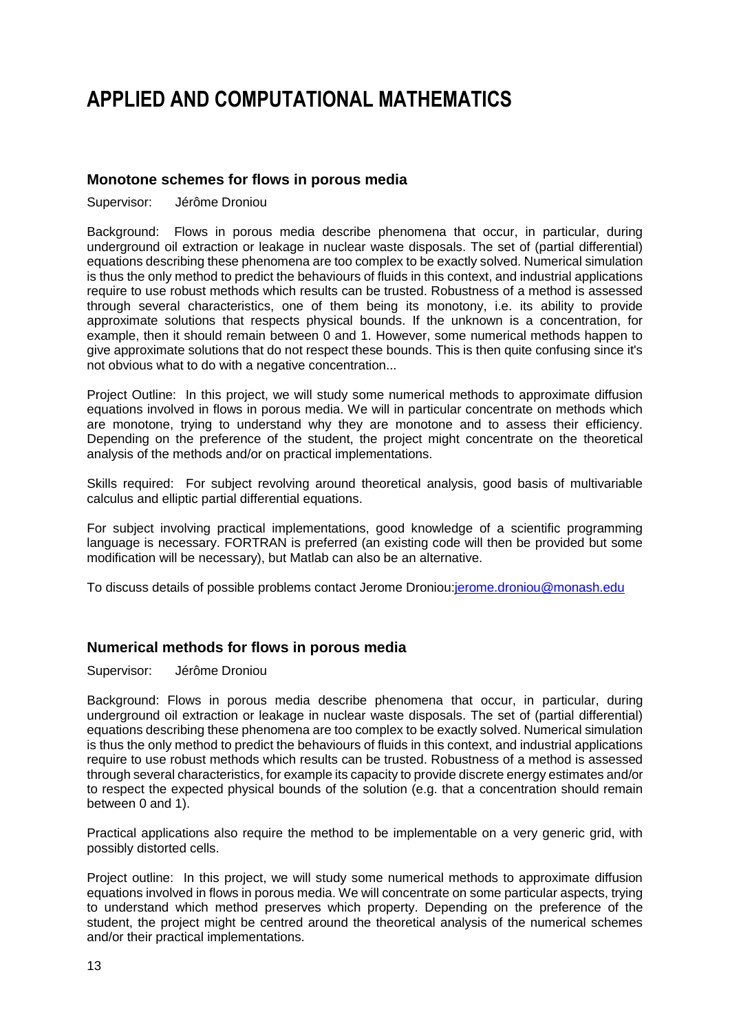# APPLIED AND COMPUTATIONAL MATHEMATICS

### Monotone schemes for flows in porous media

Supervisor: Jérôme Droniou

Background: Flows in porous media describe phenomena that occur, in particular, during underground oil extraction or leakage in nuclear waste disposals. The set of (partial differential) equations describing these phenomena are too complex to be exactly solved. Numerical simulation is thus the only method to predict the behaviours of fluids in this context, and industrial applications require to use robust methods which results can be trusted. Robustness of a method is assessed through several characteristics, one of them being its monotony, i.e. its ability to provide approximate solutions that respects physical bounds. If the unknown is a concentration, for example, then it should remain between 0 and 1. However, some numerical methods happen to give approximate solutions that do not respect these bounds. This is then quite confusing since it's not obvious what to do with a negative concentration...

Project Outline: In this project, we will study some numerical methods to approximate diffusion equations involved in flows in porous media. We will in particular concentrate on methods which are monotone, trying to understand why they are monotone and to assess their efficiency. Depending on the preference of the student, the project might concentrate on the theoretical analysis of the methods and/or on practical implementations.

Skills required: For subject revolving around theoretical analysis, good basis of multivariable calculus and elliptic partial differential equations.

For subject involving practical implementations, good knowledge of a scientific programming language is necessary. FORTRAN is preferred (an existing code will then be provided but some modification will be necessary), but Matlab can also be an alternative.

To discuss details of possible problems contact Jerome Droniou:jerome.droniou@monash.edu

### Numerical methods for flows in porous media

Supervisor: Jérôme Droniou

Background: Flows in porous media describe phenomena that occur, in particular, during underground oil extraction or leakage in nuclear waste disposals. The set of (partial differential) equations describing these phenomena are too complex to be exactly solved. Numerical simulation is thus the only method to predict the behaviours of fluids in this context, and industrial applications require to use robust methods which results can be trusted. Robustness of a method is assessed through several characteristics, for example its capacity to provide discrete energy estimates and/or to respect the expected physical bounds of the solution (e.g. that a concentration should remain between 0 and 1).

Practical applications also require the method to be implementable on a very generic grid, with possibly distorted cells.

Project outline: In this project, we will study some numerical methods to approximate diffusion equations involved in flows in porous media. We will concentrate on some particular aspects, trying to understand which method preserves which property. Depending on the preference of the student, the project might be centred around the theoretical analysis of the numerical schemes and/or their practical implementations.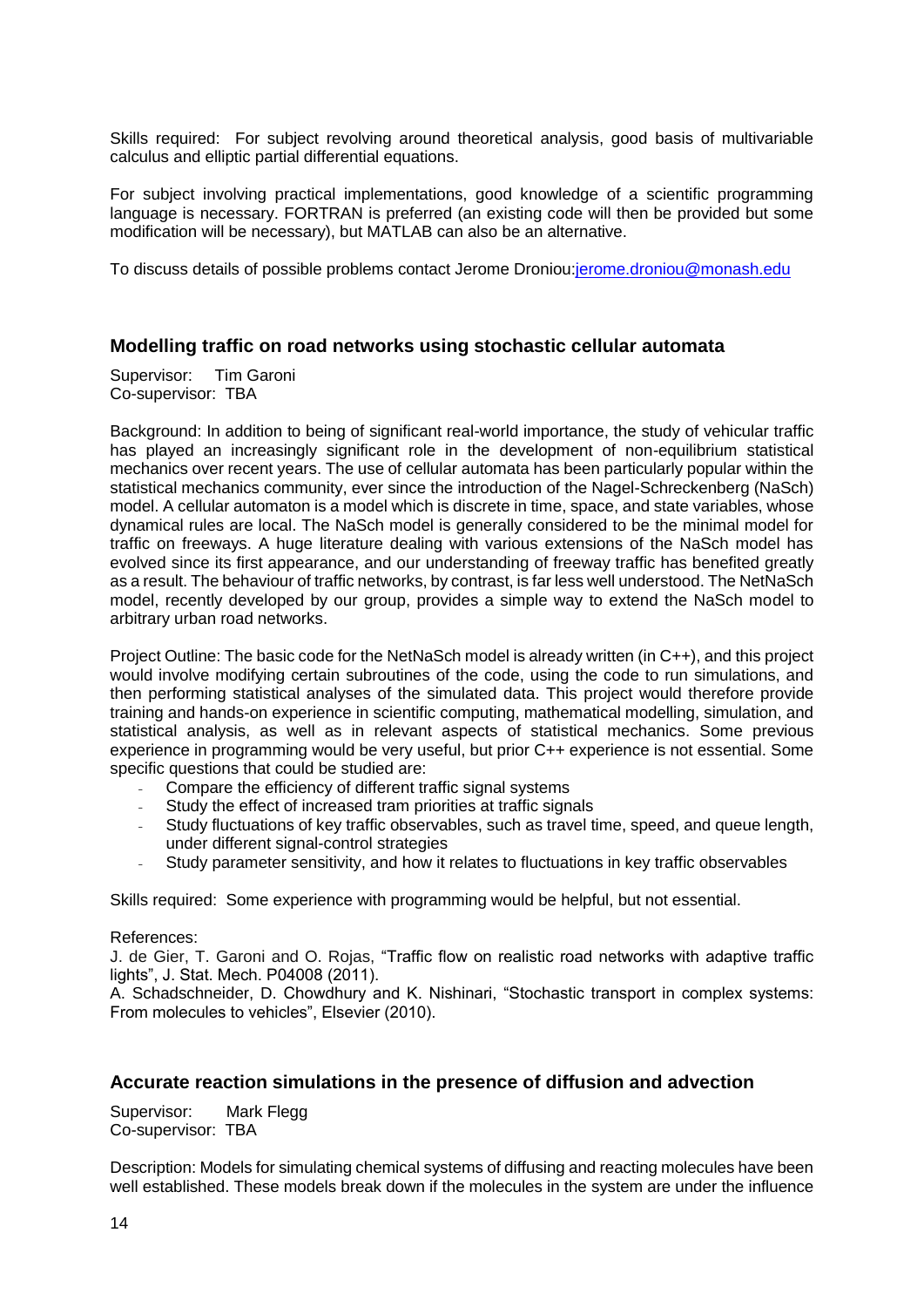Skills required: For subject revolving around theoretical analysis, good basis of multivariable calculus and elliptic partial differential equations.

For subject involving practical implementations, good knowledge of a scientific programming language is necessary. FORTRAN is preferred (an existing code will then be provided but some modification will be necessary), but MATLAB can also be an alternative.

To discuss details of possible problems contact Jerome Droniou:jerome.droniou@monash.edu

### Modelling traffic on road networks using stochastic cellular automata

Supervisor: Tim Garoni
Co-supervisor: TBA

Background: In addition to being of significant real-world importance, the study of vehicular traffic has played an increasingly significant role in the development of non-equilibrium statistical mechanics over recent years. The use of cellular automata has been particularly popular within the statistical mechanics community, ever since the introduction of the Nagel-Schreckenberg (NaSch) model. A cellular automaton is a model which is discrete in time, space, and state variables, whose dynamical rules are local. The NaSch model is generally considered to be the minimal model for traffic on freeways. A huge literature dealing with various extensions of the NaSch model has evolved since its first appearance, and our understanding of freeway traffic has benefited greatly as a result. The behaviour of traffic networks, by contrast, is far less well understood. The NetNaSch model, recently developed by our group, provides a simple way to extend the NaSch model to arbitrary urban road networks.

Project Outline: The basic code for the NetNaSch model is already written (in C++), and this project would involve modifying certain subroutines of the code, using the code to run simulations, and then performing statistical analyses of the simulated data. This project would therefore provide training and hands-on experience in scientific computing, mathematical modelling, simulation, and statistical analysis, as well as in relevant aspects of statistical mechanics. Some previous experience in programming would be very useful, but prior C++ experience is not essential. Some specific questions that could be studied are:

- Compare the efficiency of different traffic signal systems
- Study the effect of increased tram priorities at traffic signals
- Study fluctuations of key traffic observables, such as travel time, speed, and queue length, under different signal-control strategies
- Study parameter sensitivity, and how it relates to fluctuations in key traffic observables

Skills required: Some experience with programming would be helpful, but not essential.

References:
J. de Gier, T. Garoni and O. Rojas, "Traffic flow on realistic road networks with adaptive traffic lights", J. Stat. Mech. P04008 (2011).
A. Schadschneider, D. Chowdhury and K. Nishinari, "Stochastic transport in complex systems: From molecules to vehicles", Elsevier (2010).

### Accurate reaction simulations in the presence of diffusion and advection

Supervisor: Mark Flegg
Co-supervisor: TBA

Description: Models for simulating chemical systems of diffusing and reacting molecules have been well established. These models break down if the molecules in the system are under the influence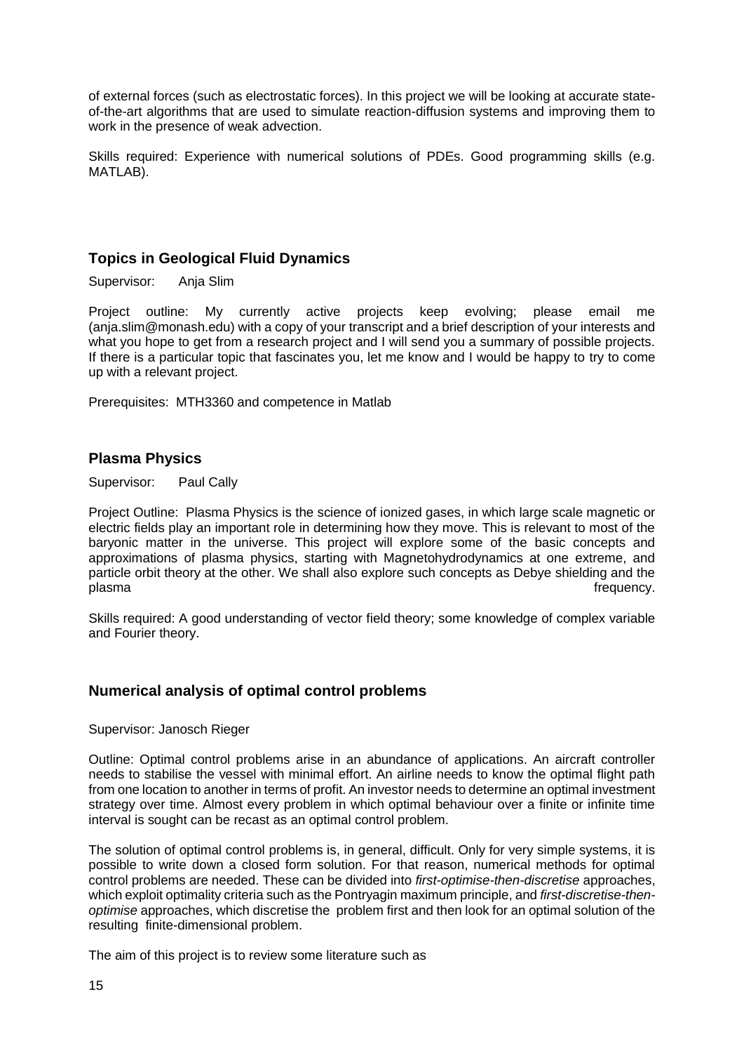of external forces (such as electrostatic forces). In this project we will be looking at accurate state-of-the-art algorithms that are used to simulate reaction-diffusion systems and improving them to work in the presence of weak advection.

Skills required: Experience with numerical solutions of PDEs. Good programming skills (e.g. MATLAB).

### Topics in Geological Fluid Dynamics

Supervisor: Anja Slim

Project outline: My currently active projects keep evolving; please email me (anja.slim@monash.edu) with a copy of your transcript and a brief description of your interests and what you hope to get from a research project and I will send you a summary of possible projects. If there is a particular topic that fascinates you, let me know and I would be happy to try to come up with a relevant project.

Prerequisites: MTH3360 and competence in Matlab

### Plasma Physics

Supervisor: Paul Cally

Project Outline: Plasma Physics is the science of ionized gases, in which large scale magnetic or electric fields play an important role in determining how they move. This is relevant to most of the baryonic matter in the universe. This project will explore some of the basic concepts and approximations of plasma physics, starting with Magnetohydrodynamics at one extreme, and particle orbit theory at the other. We shall also explore such concepts as Debye shielding and the plasma frequency.

Skills required: A good understanding of vector field theory; some knowledge of complex variable and Fourier theory.

### Numerical analysis of optimal control problems

Supervisor: Janosch Rieger

Outline: Optimal control problems arise in an abundance of applications. An aircraft controller needs to stabilise the vessel with minimal effort. An airline needs to know the optimal flight path from one location to another in terms of profit. An investor needs to determine an optimal investment strategy over time. Almost every problem in which optimal behaviour over a finite or infinite time interval is sought can be recast as an optimal control problem.

The solution of optimal control problems is, in general, difficult. Only for very simple systems, it is possible to write down a closed form solution. For that reason, numerical methods for optimal control problems are needed. These can be divided into *first-optimise-then-discretise* approaches, which exploit optimality criteria such as the Pontryagin maximum principle, and *first-discretise-then-optimise* approaches, which discretise the problem first and then look for an optimal solution of the resulting finite-dimensional problem.

The aim of this project is to review some literature such as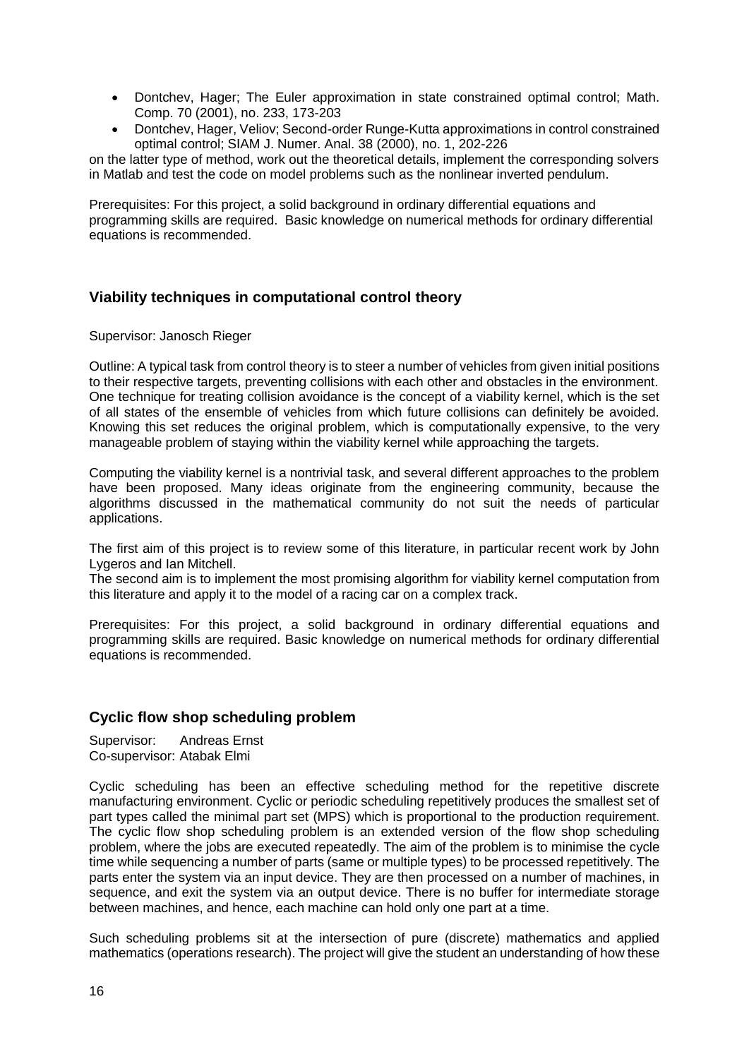- Dontchev, Hager; The Euler approximation in state constrained optimal control; Math. Comp. 70 (2001), no. 233, 173-203
- Dontchev, Hager, Veliov; Second-order Runge-Kutta approximations in control constrained optimal control; SIAM J. Numer. Anal. 38 (2000), no. 1, 202-226

on the latter type of method, work out the theoretical details, implement the corresponding solvers in Matlab and test the code on model problems such as the nonlinear inverted pendulum.

Prerequisites: For this project, a solid background in ordinary differential equations and programming skills are required. Basic knowledge on numerical methods for ordinary differential equations is recommended.

## Viability techniques in computational control theory

Supervisor: Janosch Rieger

Outline: A typical task from control theory is to steer a number of vehicles from given initial positions to their respective targets, preventing collisions with each other and obstacles in the environment. One technique for treating collision avoidance is the concept of a viability kernel, which is the set of all states of the ensemble of vehicles from which future collisions can definitely be avoided. Knowing this set reduces the original problem, which is computationally expensive, to the very manageable problem of staying within the viability kernel while approaching the targets.

Computing the viability kernel is a nontrivial task, and several different approaches to the problem have been proposed. Many ideas originate from the engineering community, because the algorithms discussed in the mathematical community do not suit the needs of particular applications.

The first aim of this project is to review some of this literature, in particular recent work by John Lygeros and Ian Mitchell.
The second aim is to implement the most promising algorithm for viability kernel computation from this literature and apply it to the model of a racing car on a complex track.

Prerequisites: For this project, a solid background in ordinary differential equations and programming skills are required. Basic knowledge on numerical methods for ordinary differential equations is recommended.

## Cyclic flow shop scheduling problem

Supervisor: Andreas Ernst
Co-supervisor: Atabak Elmi

Cyclic scheduling has been an effective scheduling method for the repetitive discrete manufacturing environment. Cyclic or periodic scheduling repetitively produces the smallest set of part types called the minimal part set (MPS) which is proportional to the production requirement. The cyclic flow shop scheduling problem is an extended version of the flow shop scheduling problem, where the jobs are executed repeatedly. The aim of the problem is to minimise the cycle time while sequencing a number of parts (same or multiple types) to be processed repetitively. The parts enter the system via an input device. They are then processed on a number of machines, in sequence, and exit the system via an output device. There is no buffer for intermediate storage between machines, and hence, each machine can hold only one part at a time.

Such scheduling problems sit at the intersection of pure (discrete) mathematics and applied mathematics (operations research). The project will give the student an understanding of how these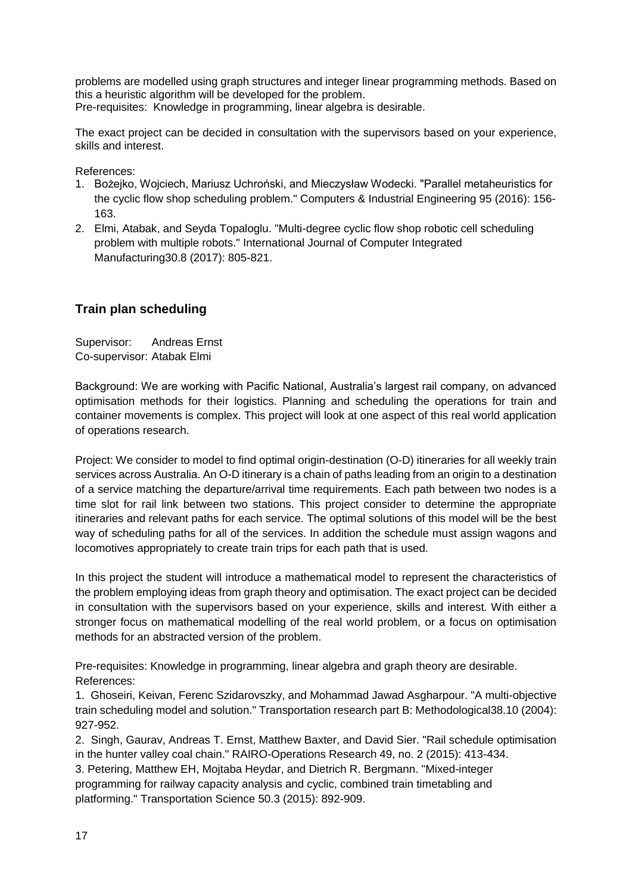problems are modelled using graph structures and integer linear programming methods. Based on this a heuristic algorithm will be developed for the problem.
Pre-requisites: Knowledge in programming, linear algebra is desirable.

The exact project can be decided in consultation with the supervisors based on your experience, skills and interest.

References:

1. Bożejko, Wojciech, Mariusz Uchroński, and Mieczysław Wodecki. "Parallel metaheuristics for the cyclic flow shop scheduling problem." Computers & Industrial Engineering 95 (2016): 156-163.
2. Elmi, Atabak, and Seyda Topaloglu. "Multi-degree cyclic flow shop robotic cell scheduling problem with multiple robots." International Journal of Computer Integrated Manufacturing30.8 (2017): 805-821.

## Train plan scheduling

Supervisor: Andreas Ernst
Co-supervisor: Atabak Elmi

Background: We are working with Pacific National, Australia's largest rail company, on advanced optimisation methods for their logistics. Planning and scheduling the operations for train and container movements is complex. This project will look at one aspect of this real world application of operations research.

Project: We consider to model to find optimal origin-destination (O-D) itineraries for all weekly train services across Australia. An O-D itinerary is a chain of paths leading from an origin to a destination of a service matching the departure/arrival time requirements. Each path between two nodes is a time slot for rail link between two stations. This project consider to determine the appropriate itineraries and relevant paths for each service. The optimal solutions of this model will be the best way of scheduling paths for all of the services. In addition the schedule must assign wagons and locomotives appropriately to create train trips for each path that is used.

In this project the student will introduce a mathematical model to represent the characteristics of the problem employing ideas from graph theory and optimisation. The exact project can be decided in consultation with the supervisors based on your experience, skills and interest. With either a stronger focus on mathematical modelling of the real world problem, or a focus on optimisation methods for an abstracted version of the problem.

Pre-requisites: Knowledge in programming, linear algebra and graph theory are desirable.
References:

1. Ghoseiri, Keivan, Ferenc Szidarovszky, and Mohammad Jawad Asgharpour. "A multi-objective train scheduling model and solution." Transportation research part B: Methodological38.10 (2004): 927-952.
2. Singh, Gaurav, Andreas T. Ernst, Matthew Baxter, and David Sier. "Rail schedule optimisation in the hunter valley coal chain." RAIRO-Operations Research 49, no. 2 (2015): 413-434.
3. Petering, Matthew EH, Mojtaba Heydar, and Dietrich R. Bergmann. "Mixed-integer programming for railway capacity analysis and cyclic, combined train timetabling and platforming." Transportation Science 50.3 (2015): 892-909.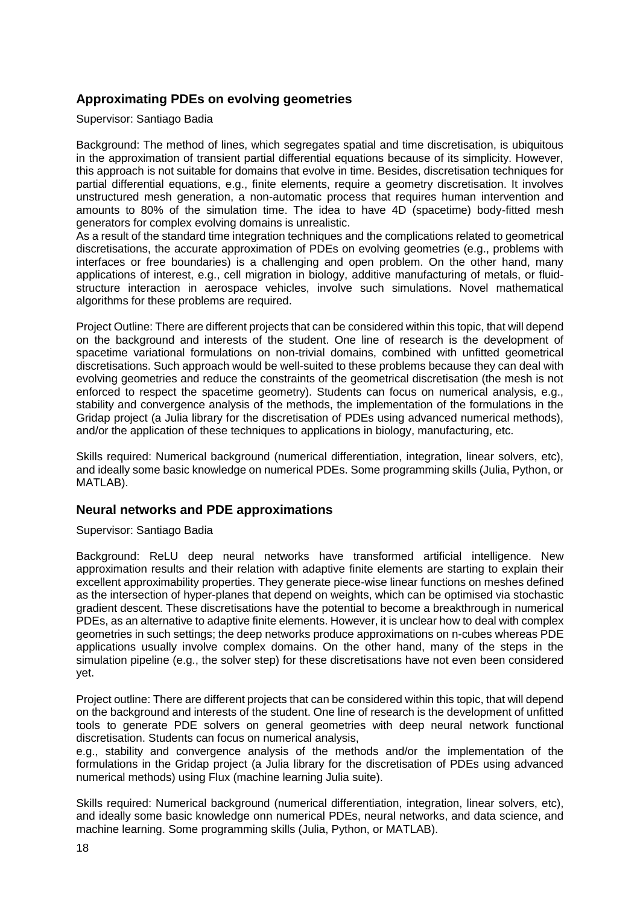## Approximating PDEs on evolving geometries

Supervisor: Santiago Badia

Background: The method of lines, which segregates spatial and time discretisation, is ubiquitous in the approximation of transient partial differential equations because of its simplicity. However, this approach is not suitable for domains that evolve in time. Besides, discretisation techniques for partial differential equations, e.g., finite elements, require a geometry discretisation. It involves unstructured mesh generation, a non-automatic process that requires human intervention and amounts to 80% of the simulation time. The idea to have 4D (spacetime) body-fitted mesh generators for complex evolving domains is unrealistic.
As a result of the standard time integration techniques and the complications related to geometrical discretisations, the accurate approximation of PDEs on evolving geometries (e.g., problems with interfaces or free boundaries) is a challenging and open problem. On the other hand, many applications of interest, e.g., cell migration in biology, additive manufacturing of metals, or fluid-structure interaction in aerospace vehicles, involve such simulations. Novel mathematical algorithms for these problems are required.

Project Outline: There are different projects that can be considered within this topic, that will depend on the background and interests of the student. One line of research is the development of spacetime variational formulations on non-trivial domains, combined with unfitted geometrical discretisations. Such approach would be well-suited to these problems because they can deal with evolving geometries and reduce the constraints of the geometrical discretisation (the mesh is not enforced to respect the spacetime geometry). Students can focus on numerical analysis, e.g., stability and convergence analysis of the methods, the implementation of the formulations in the Gridap project (a Julia library for the discretisation of PDEs using advanced numerical methods), and/or the application of these techniques to applications in biology, manufacturing, etc.

Skills required: Numerical background (numerical differentiation, integration, linear solvers, etc), and ideally some basic knowledge on numerical PDEs. Some programming skills (Julia, Python, or MATLAB).

## Neural networks and PDE approximations

Supervisor: Santiago Badia

Background: ReLU deep neural networks have transformed artificial intelligence. New approximation results and their relation with adaptive finite elements are starting to explain their excellent approximability properties. They generate piece-wise linear functions on meshes defined as the intersection of hyper-planes that depend on weights, which can be optimised via stochastic gradient descent. These discretisations have the potential to become a breakthrough in numerical PDEs, as an alternative to adaptive finite elements. However, it is unclear how to deal with complex geometries in such settings; the deep networks produce approximations on n-cubes whereas PDE applications usually involve complex domains. On the other hand, many of the steps in the simulation pipeline (e.g., the solver step) for these discretisations have not even been considered yet.

Project outline: There are different projects that can be considered within this topic, that will depend on the background and interests of the student. One line of research is the development of unfitted tools to generate PDE solvers on general geometries with deep neural network functional discretisation. Students can focus on numerical analysis,
e.g., stability and convergence analysis of the methods and/or the implementation of the formulations in the Gridap project (a Julia library for the discretisation of PDEs using advanced numerical methods) using Flux (machine learning Julia suite).

Skills required: Numerical background (numerical differentiation, integration, linear solvers, etc), and ideally some basic knowledge onn numerical PDEs, neural networks, and data science, and machine learning. Some programming skills (Julia, Python, or MATLAB).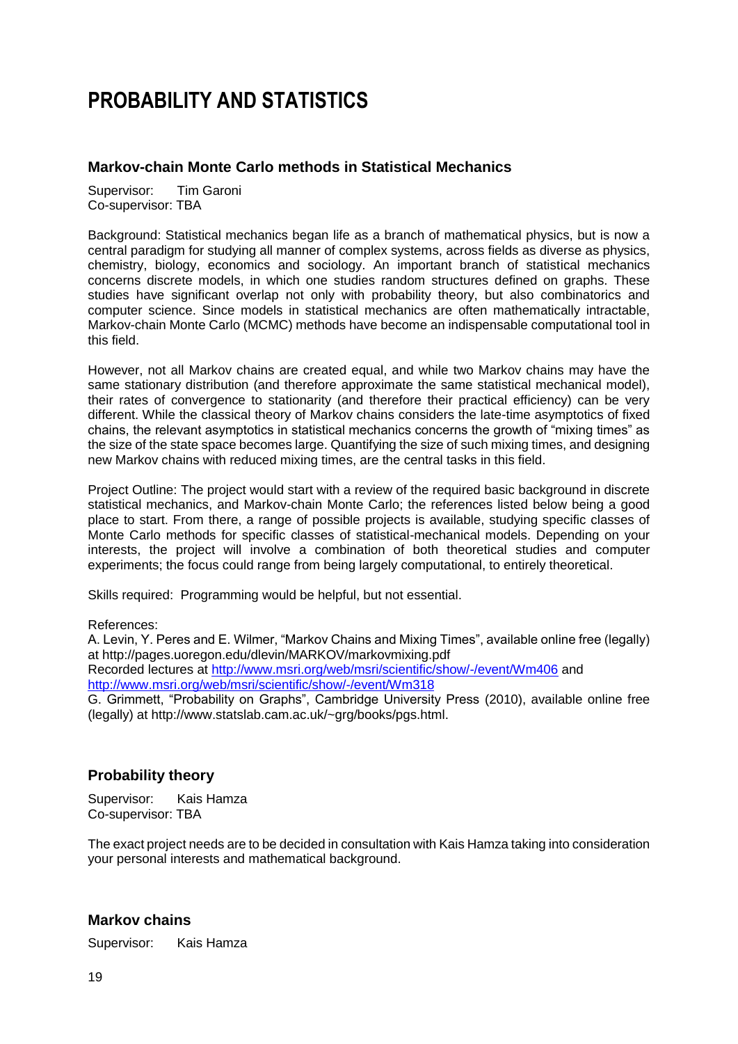# PROBABILITY AND STATISTICS

### Markov-chain Monte Carlo methods in Statistical Mechanics

Supervisor: Tim Garoni
Co-supervisor: TBA

Background: Statistical mechanics began life as a branch of mathematical physics, but is now a central paradigm for studying all manner of complex systems, across fields as diverse as physics, chemistry, biology, economics and sociology. An important branch of statistical mechanics concerns discrete models, in which one studies random structures defined on graphs. These studies have significant overlap not only with probability theory, but also combinatorics and computer science. Since models in statistical mechanics are often mathematically intractable, Markov-chain Monte Carlo (MCMC) methods have become an indispensable computational tool in this field.

However, not all Markov chains are created equal, and while two Markov chains may have the same stationary distribution (and therefore approximate the same statistical mechanical model), their rates of convergence to stationarity (and therefore their practical efficiency) can be very different. While the classical theory of Markov chains considers the late-time asymptotics of fixed chains, the relevant asymptotics in statistical mechanics concerns the growth of "mixing times" as the size of the state space becomes large. Quantifying the size of such mixing times, and designing new Markov chains with reduced mixing times, are the central tasks in this field.

Project Outline: The project would start with a review of the required basic background in discrete statistical mechanics, and Markov-chain Monte Carlo; the references listed below being a good place to start. From there, a range of possible projects is available, studying specific classes of Monte Carlo methods for specific classes of statistical-mechanical models. Depending on your interests, the project will involve a combination of both theoretical studies and computer experiments; the focus could range from being largely computational, to entirely theoretical.

Skills required: Programming would be helpful, but not essential.

References:
A. Levin, Y. Peres and E. Wilmer, "Markov Chains and Mixing Times", available online free (legally) at http://pages.uoregon.edu/dlevin/MARKOV/markovmixing.pdf
Recorded lectures at http://www.msri.org/web/msri/scientific/show/-/event/Wm406 and http://www.msri.org/web/msri/scientific/show/-/event/Wm318
G. Grimmett, "Probability on Graphs", Cambridge University Press (2010), available online free (legally) at http://www.statslab.cam.ac.uk/~grg/books/pgs.html.

### Probability theory

Supervisor: Kais Hamza
Co-supervisor: TBA

The exact project needs are to be decided in consultation with Kais Hamza taking into consideration your personal interests and mathematical background.

### Markov chains

Supervisor: Kais Hamza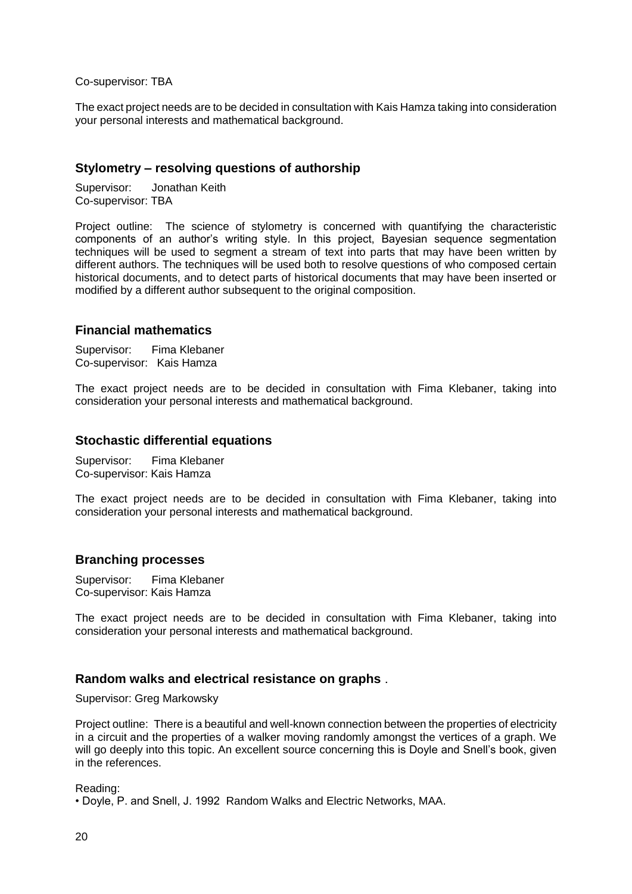Co-supervisor: TBA

The exact project needs are to be decided in consultation with Kais Hamza taking into consideration your personal interests and mathematical background.

### Stylometry – resolving questions of authorship

Supervisor: Jonathan Keith
Co-supervisor: TBA

Project outline: The science of stylometry is concerned with quantifying the characteristic components of an author's writing style. In this project, Bayesian sequence segmentation techniques will be used to segment a stream of text into parts that may have been written by different authors. The techniques will be used both to resolve questions of who composed certain historical documents, and to detect parts of historical documents that may have been inserted or modified by a different author subsequent to the original composition.

### Financial mathematics

Supervisor: Fima Klebaner
Co-supervisor: Kais Hamza

The exact project needs are to be decided in consultation with Fima Klebaner, taking into consideration your personal interests and mathematical background.

### Stochastic differential equations

Supervisor: Fima Klebaner
Co-supervisor: Kais Hamza

The exact project needs are to be decided in consultation with Fima Klebaner, taking into consideration your personal interests and mathematical background.

### Branching processes

Supervisor: Fima Klebaner
Co-supervisor: Kais Hamza

The exact project needs are to be decided in consultation with Fima Klebaner, taking into consideration your personal interests and mathematical background.

### Random walks and electrical resistance on graphs .

Supervisor: Greg Markowsky

Project outline: There is a beautiful and well-known connection between the properties of electricity in a circuit and the properties of a walker moving randomly amongst the vertices of a graph. We will go deeply into this topic. An excellent source concerning this is Doyle and Snell's book, given in the references.

Reading:

- Doyle, P. and Snell, J. 1992 Random Walks and Electric Networks, MAA.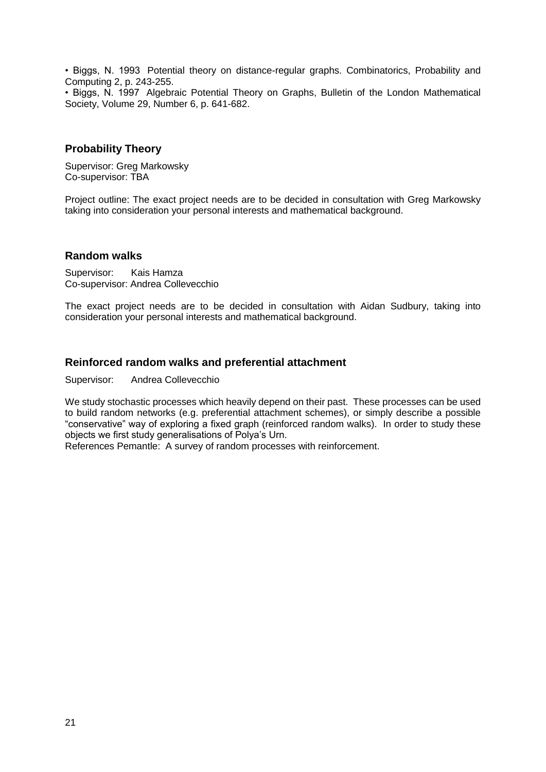• Biggs, N. 1993 Potential theory on distance-regular graphs. Combinatorics, Probability and Computing 2, p. 243-255.
• Biggs, N. 1997 Algebraic Potential Theory on Graphs, Bulletin of the London Mathematical Society, Volume 29, Number 6, p. 641-682.

## Probability Theory

Supervisor: Greg Markowsky
Co-supervisor: TBA

Project outline: The exact project needs are to be decided in consultation with Greg Markowsky taking into consideration your personal interests and mathematical background.

## Random walks

Supervisor: Kais Hamza
Co-supervisor: Andrea Collevecchio

The exact project needs are to be decided in consultation with Aidan Sudbury, taking into consideration your personal interests and mathematical background.

## Reinforced random walks and preferential attachment

Supervisor: Andrea Collevecchio

We study stochastic processes which heavily depend on their past. These processes can be used to build random networks (e.g. preferential attachment schemes), or simply describe a possible "conservative" way of exploring a fixed graph (reinforced random walks). In order to study these objects we first study generalisations of Polya's Urn.
References Pemantle: A survey of random processes with reinforcement.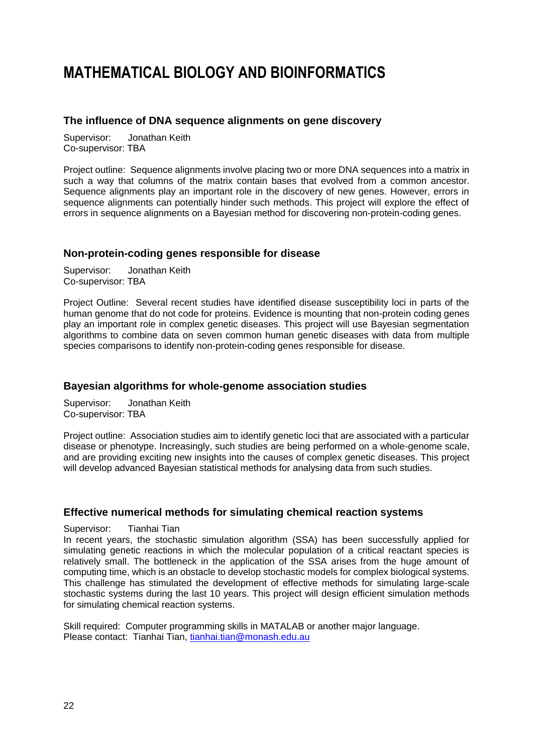# MATHEMATICAL BIOLOGY AND BIOINFORMATICS

### The influence of DNA sequence alignments on gene discovery

Supervisor: Jonathan Keith
Co-supervisor: TBA

Project outline: Sequence alignments involve placing two or more DNA sequences into a matrix in such a way that columns of the matrix contain bases that evolved from a common ancestor. Sequence alignments play an important role in the discovery of new genes. However, errors in sequence alignments can potentially hinder such methods. This project will explore the effect of errors in sequence alignments on a Bayesian method for discovering non-protein-coding genes.

### Non-protein-coding genes responsible for disease

Supervisor: Jonathan Keith
Co-supervisor: TBA

Project Outline: Several recent studies have identified disease susceptibility loci in parts of the human genome that do not code for proteins. Evidence is mounting that non-protein coding genes play an important role in complex genetic diseases. This project will use Bayesian segmentation algorithms to combine data on seven common human genetic diseases with data from multiple species comparisons to identify non-protein-coding genes responsible for disease.

### Bayesian algorithms for whole-genome association studies

Supervisor: Jonathan Keith
Co-supervisor: TBA

Project outline: Association studies aim to identify genetic loci that are associated with a particular disease or phenotype. Increasingly, such studies are being performed on a whole-genome scale, and are providing exciting new insights into the causes of complex genetic diseases. This project will develop advanced Bayesian statistical methods for analysing data from such studies.

### Effective numerical methods for simulating chemical reaction systems

Supervisor: Tianhai Tian
In recent years, the stochastic simulation algorithm (SSA) has been successfully applied for simulating genetic reactions in which the molecular population of a critical reactant species is relatively small. The bottleneck in the application of the SSA arises from the huge amount of computing time, which is an obstacle to develop stochastic models for complex biological systems. This challenge has stimulated the development of effective methods for simulating large-scale stochastic systems during the last 10 years. This project will design efficient simulation methods for simulating chemical reaction systems.

Skill required: Computer programming skills in MATLAB or another major language.
Please contact: Tianhai Tian, tianhai.tian@monash.edu.au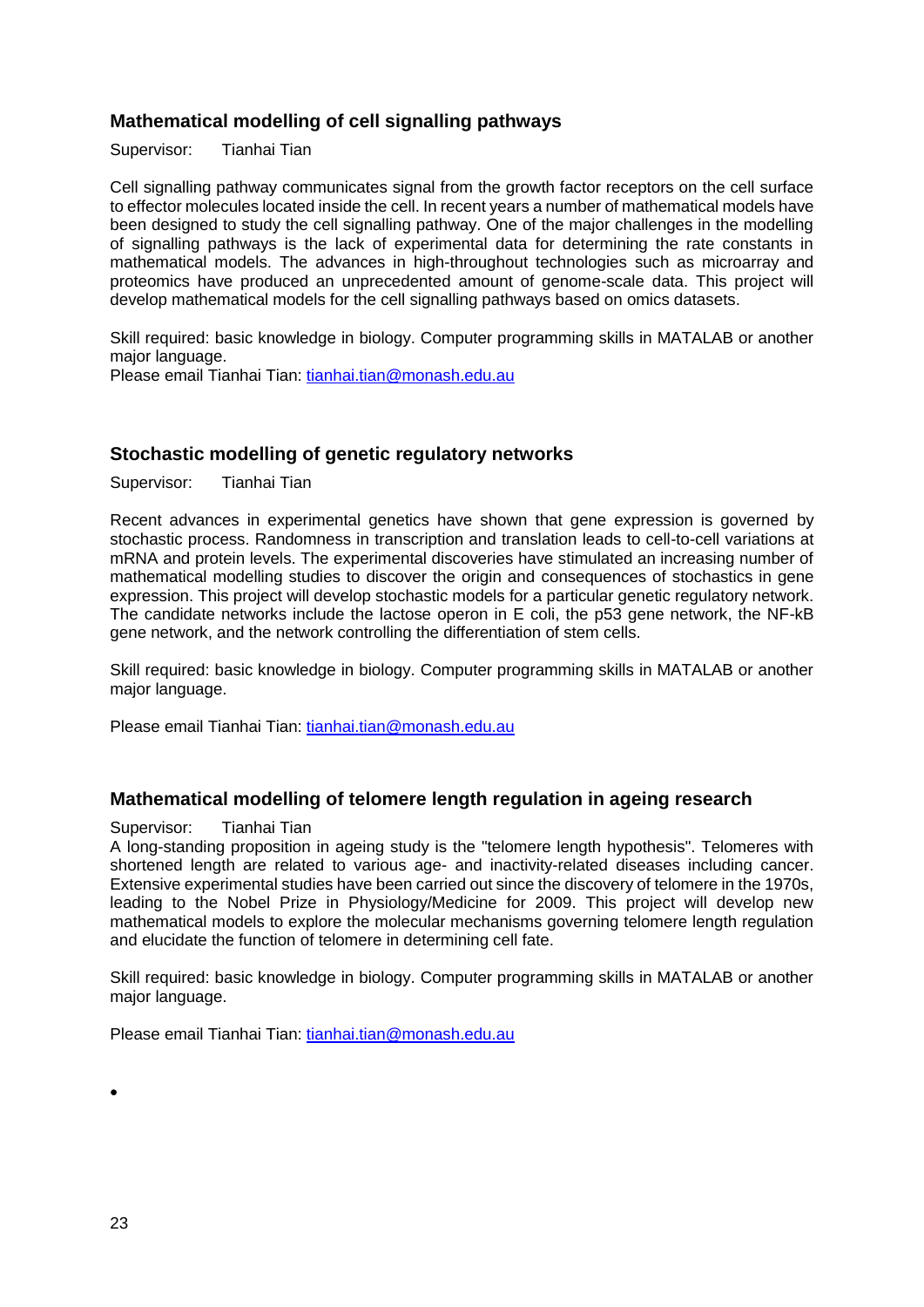### Mathematical modelling of cell signalling pathways

Supervisor: Tianhai Tian

Cell signalling pathway communicates signal from the growth factor receptors on the cell surface to effector molecules located inside the cell. In recent years a number of mathematical models have been designed to study the cell signalling pathway. One of the major challenges in the modelling of signalling pathways is the lack of experimental data for determining the rate constants in mathematical models. The advances in high-throughout technologies such as microarray and proteomics have produced an unprecedented amount of genome-scale data. This project will develop mathematical models for the cell signalling pathways based on omics datasets.

Skill required: basic knowledge in biology. Computer programming skills in MATALAB or another major language.
Please email Tianhai Tian: tianhai.tian@monash.edu.au

### Stochastic modelling of genetic regulatory networks

Supervisor: Tianhai Tian

Recent advances in experimental genetics have shown that gene expression is governed by stochastic process. Randomness in transcription and translation leads to cell-to-cell variations at mRNA and protein levels. The experimental discoveries have stimulated an increasing number of mathematical modelling studies to discover the origin and consequences of stochastics in gene expression. This project will develop stochastic models for a particular genetic regulatory network. The candidate networks include the lactose operon in E coli, the p53 gene network, the NF-kB gene network, and the network controlling the differentiation of stem cells.

Skill required: basic knowledge in biology. Computer programming skills in MATALAB or another major language.

Please email Tianhai Tian: tianhai.tian@monash.edu.au

### Mathematical modelling of telomere length regulation in ageing research

Supervisor: Tianhai Tian

A long-standing proposition in ageing study is the "telomere length hypothesis". Telomeres with shortened length are related to various age- and inactivity-related diseases including cancer. Extensive experimental studies have been carried out since the discovery of telomere in the 1970s, leading to the Nobel Prize in Physiology/Medicine for 2009. This project will develop new mathematical models to explore the molecular mechanisms governing telomere length regulation and elucidate the function of telomere in determining cell fate.

Skill required: basic knowledge in biology. Computer programming skills in MATALAB or another major language.

Please email Tianhai Tian: tianhai.tian@monash.edu.au

•